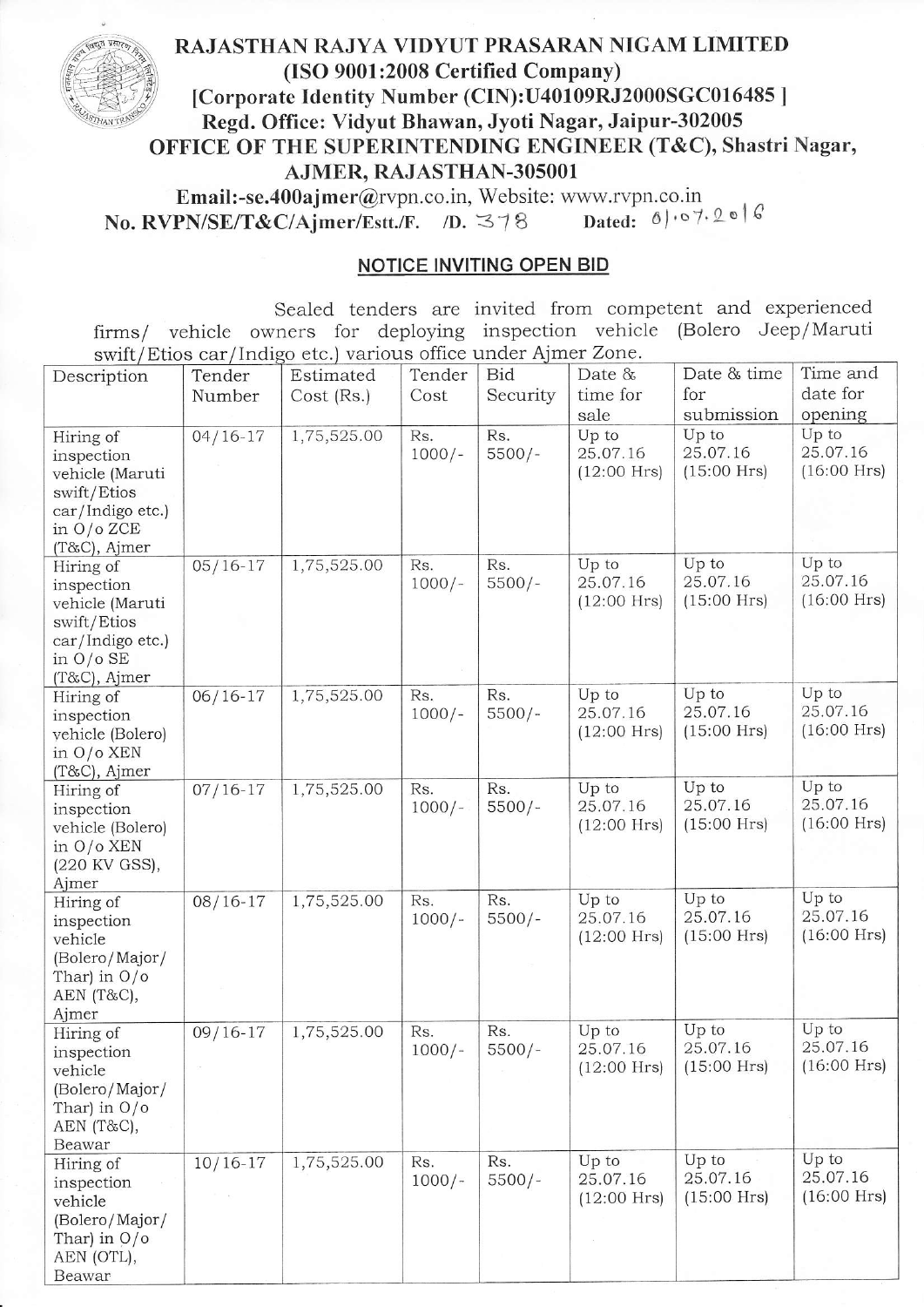# RAJASTHAN RAJYA VIDYUT PRASARAN NIGAM LIMITED

**(ISO 9001:2008 Certified Company)**

**[Corporate Identity Number (CIN):U40109RJ2000SGC016485 ]**

**Regd. Office: Vidyut Bhawan, Jyoti Nagar, Jaipur-302005**

**OFFICE OF THE SUPERINTENDING ENGINEER (T&C), Shastri Nagar, AJMER, RAJASTHAN-305001**

**Email:-se.400ajmer@rvpn.co.in, Website: www.rvpn.co.in**

**No. RVPN/SE/T&C/Ajmer/Estt./F. /D. 378 Dated: 01.07.2016**

## NOTICE INVITING OPEN BID

Sealed tenders are invited from competent and experienced firms/ vehicle owners for deploying inspection vehicle (Bolero Jeep/Maruti swift/Etios car/Indigo etc.) various office under Ajmer Zone.

| Description | Tender Number | Estimated Cost (Rs.) | Tender Cost | Bid Security | Date & time for sale | Date & time for submission | Time and date for opening |
|---|---|---|---|---|---|---|---|
| Hiring of inspection vehicle (Maruti swift/Etios car/Indigo etc.) in O/o ZCE (T&C), Ajmer | 04/16-17 | 1,75,525.00 | Rs. 1000/- | Rs. 5500/- | Up to 25.07.16 (12:00 Hrs) | Up to 25.07.16 (15:00 Hrs) | Up to 25.07.16 (16:00 Hrs) |
| Hiring of inspection vehicle (Maruti swift/Etios car/Indigo etc.) in O/o SE (T&C), Ajmer | 05/16-17 | 1,75,525.00 | Rs. 1000/- | Rs. 5500/- | Up to 25.07.16 (12:00 Hrs) | Up to 25.07.16 (15:00 Hrs) | Up to 25.07.16 (16:00 Hrs) |
| Hiring of inspection vehicle (Bolero) in O/o XEN (T&C), Ajmer | 06/16-17 | 1,75,525.00 | Rs. 1000/- | Rs. 5500/- | Up to 25.07.16 (12:00 Hrs) | Up to 25.07.16 (15:00 Hrs) | Up to 25.07.16 (16:00 Hrs) |
| Hiring of inspection vehicle (Bolero) in O/o XEN (220 KV GSS), Ajmer | 07/16-17 | 1,75,525.00 | Rs. 1000/- | Rs. 5500/- | Up to 25.07.16 (12:00 Hrs) | Up to 25.07.16 (15:00 Hrs) | Up to 25.07.16 (16:00 Hrs) |
| Hiring of inspection vehicle (Bolero/Major/ Thar) in O/o AEN (T&C), Ajmer | 08/16-17 | 1,75,525.00 | Rs. 1000/- | Rs. 5500/- | Up to 25.07.16 (12:00 Hrs) | Up to 25.07.16 (15:00 Hrs) | Up to 25.07.16 (16:00 Hrs) |
| Hiring of inspection vehicle (Bolero/Major/ Thar) in O/o AEN (T&C), Beawar | 09/16-17 | 1,75,525.00 | Rs. 1000/- | Rs. 5500/- | Up to 25.07.16 (12:00 Hrs) | Up to 25.07.16 (15:00 Hrs) | Up to 25.07.16 (16:00 Hrs) |
| Hiring of inspection vehicle (Bolero/Major/ Thar) in O/o AEN (OTL), Beawar | 10/16-17 | 1,75,525.00 | Rs. 1000/- | Rs. 5500/- | Up to 25.07.16 (12:00 Hrs) | Up to 25.07.16 (15:00 Hrs) | Up to 25.07.16 (16:00 Hrs) |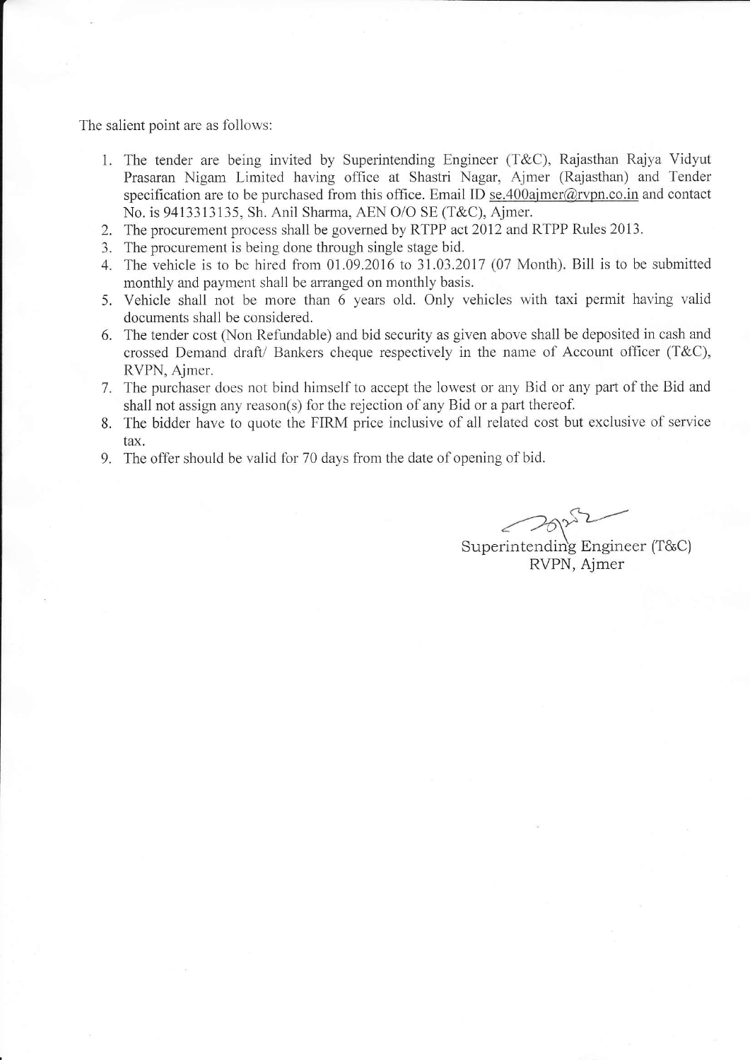The salient point are as follows:

1. The tender are being invited by Superintending Engineer (T&C), Rajasthan Rajya Vidyut Prasaran Nigam Limited having office at Shastri Nagar, Ajmer (Rajasthan) and Tender specification are to be purchased from this office. Email ID se.400ajmer@rvpn.co.in and contact No. is 9413313135, Sh. Anil Sharma, AEN O/O SE (T&C), Ajmer.
2. The procurement process shall be governed by RTPP act 2012 and RTPP Rules 2013.
3. The procurement is being done through single stage bid.
4. The vehicle is to be hired from 01.09.2016 to 31.03.2017 (07 Month). Bill is to be submitted monthly and payment shall be arranged on monthly basis.
5. Vehicle shall not be more than 6 years old. Only vehicles with taxi permit having valid documents shall be considered.
6. The tender cost (Non Refundable) and bid security as given above shall be deposited in cash and crossed Demand draft/ Bankers cheque respectively in the name of Account officer (T&C), RVPN, Ajmer.
7. The purchaser does not bind himself to accept the lowest or any Bid or any part of the Bid and shall not assign any reason(s) for the rejection of any Bid or a part thereof.
8. The bidder have to quote the FIRM price inclusive of all related cost but exclusive of service tax.
9. The offer should be valid for 70 days from the date of opening of bid.

Superintending Engineer (T&C)
RVPN, Ajmer